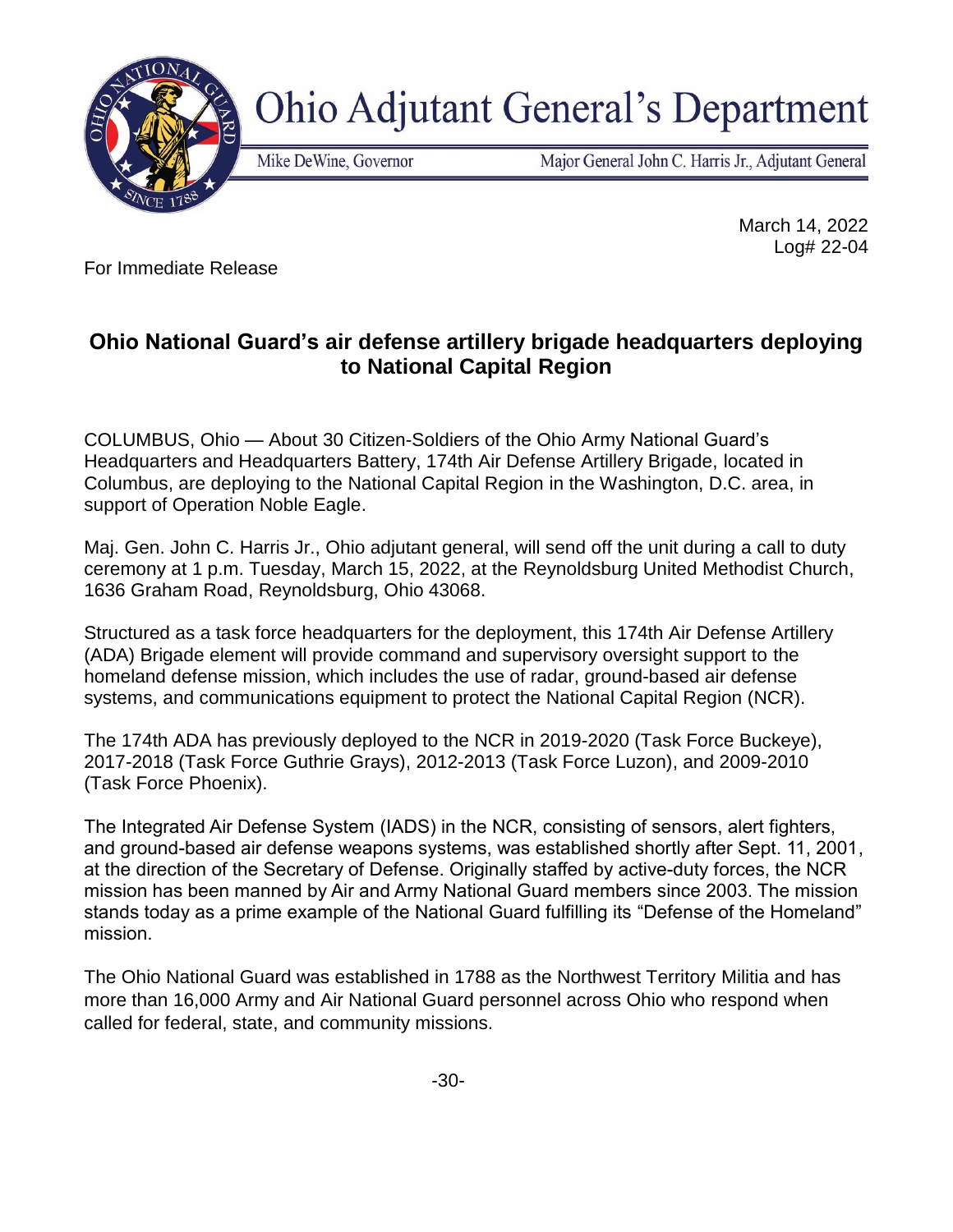Ohio Adjutant General's Department

Mike DeWine, Governor

Major General John C. Harris Jr., Adjutant General

March 14, 2022
Log# 22-04

For Immediate Release

## Ohio National Guard's air defense artillery brigade headquarters deploying to National Capital Region

COLUMBUS, Ohio — About 30 Citizen-Soldiers of the Ohio Army National Guard's Headquarters and Headquarters Battery, 174th Air Defense Artillery Brigade, located in Columbus, are deploying to the National Capital Region in the Washington, D.C. area, in support of Operation Noble Eagle.

Maj. Gen. John C. Harris Jr., Ohio adjutant general, will send off the unit during a call to duty ceremony at 1 p.m. Tuesday, March 15, 2022, at the Reynoldsburg United Methodist Church, 1636 Graham Road, Reynoldsburg, Ohio 43068.

Structured as a task force headquarters for the deployment, this 174th Air Defense Artillery (ADA) Brigade element will provide command and supervisory oversight support to the homeland defense mission, which includes the use of radar, ground-based air defense systems, and communications equipment to protect the National Capital Region (NCR).

The 174th ADA has previously deployed to the NCR in 2019-2020 (Task Force Buckeye), 2017-2018 (Task Force Guthrie Grays), 2012-2013 (Task Force Luzon), and 2009-2010 (Task Force Phoenix).

The Integrated Air Defense System (IADS) in the NCR, consisting of sensors, alert fighters, and ground-based air defense weapons systems, was established shortly after Sept. 11, 2001, at the direction of the Secretary of Defense. Originally staffed by active-duty forces, the NCR mission has been manned by Air and Army National Guard members since 2003. The mission stands today as a prime example of the National Guard fulfilling its "Defense of the Homeland" mission.

The Ohio National Guard was established in 1788 as the Northwest Territory Militia and has more than 16,000 Army and Air National Guard personnel across Ohio who respond when called for federal, state, and community missions.

-30-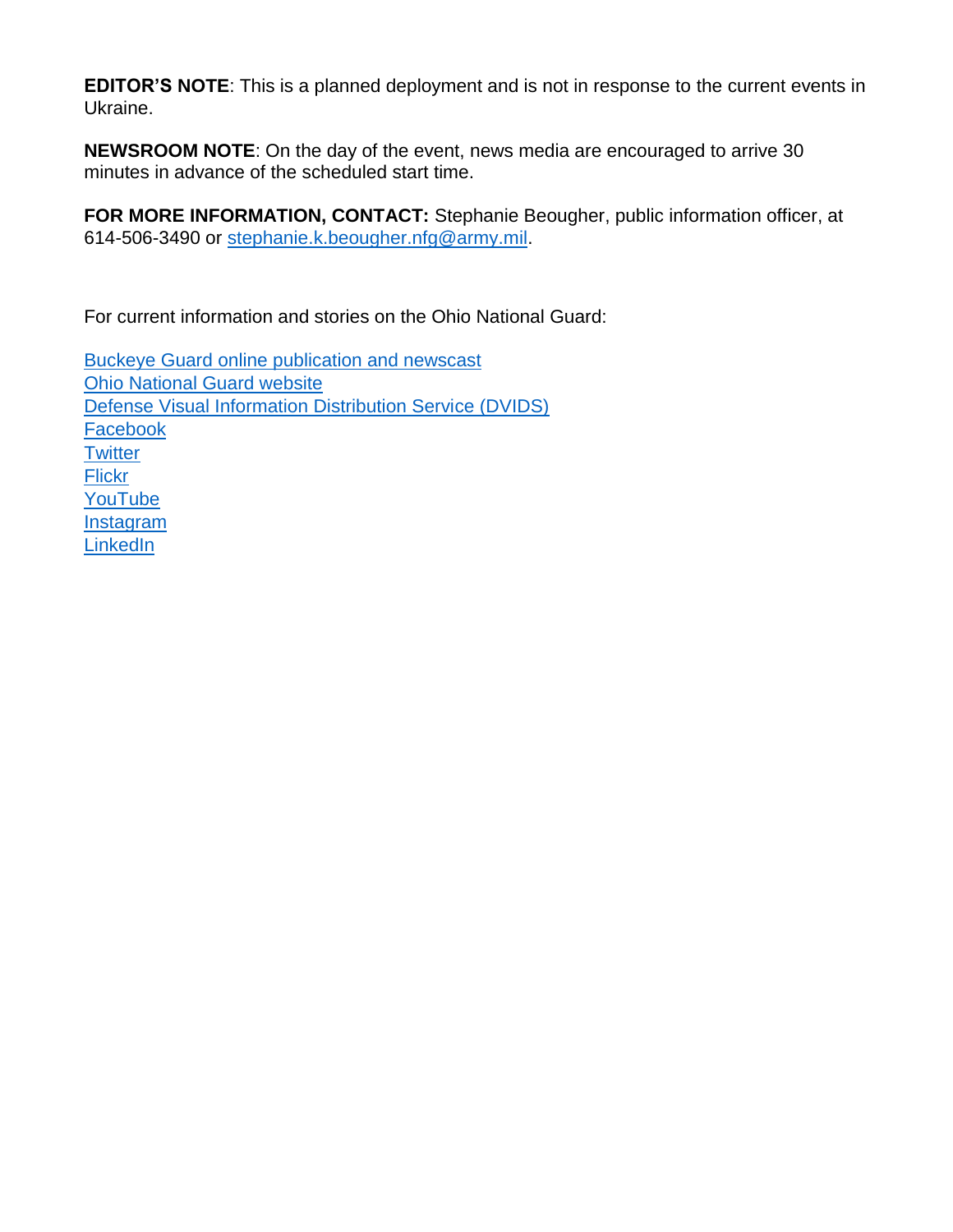**EDITOR'S NOTE**: This is a planned deployment and is not in response to the current events in Ukraine.

**NEWSROOM NOTE**: On the day of the event, news media are encouraged to arrive 30 minutes in advance of the scheduled start time.

**FOR MORE INFORMATION, CONTACT:** Stephanie Beougher, public information officer, at 614-506-3490 or stephanie.k.beougher.nfg@army.mil.

For current information and stories on the Ohio National Guard:

Buckeye Guard online publication and newscast
Ohio National Guard website
Defense Visual Information Distribution Service (DVIDS)
Facebook
Twitter
Flickr
YouTube
Instagram
LinkedIn